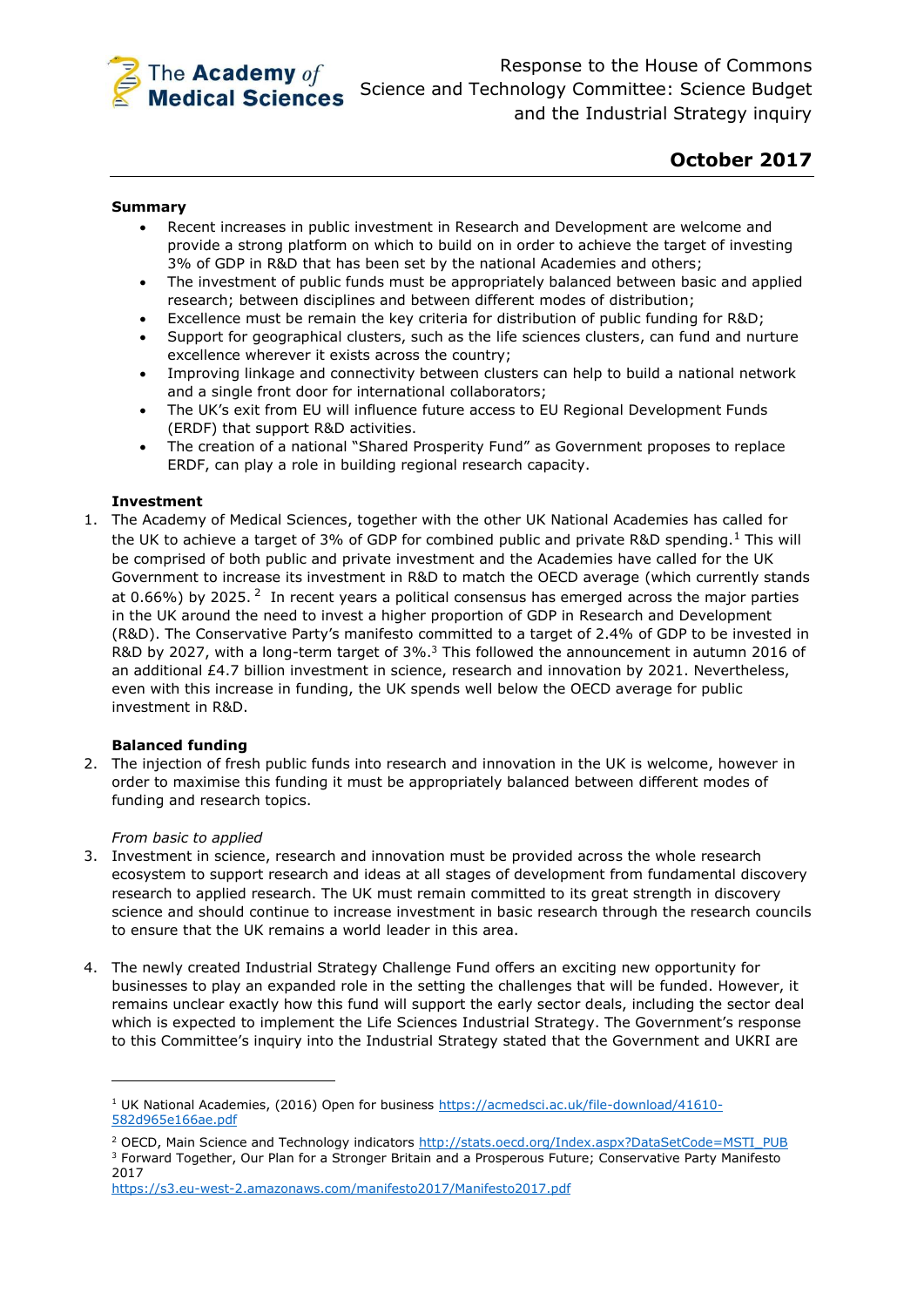The Academy *of* Medical Sciences

Response to the House of Commons Science and Technology Committee: Science Budget and the Industrial Strategy inquiry

**October 2017**

**Summary**

- Recent increases in public investment in Research and Development are welcome and provide a strong platform on which to build on in order to achieve the target of investing 3% of GDP in R&D that has been set by the national Academies and others;
- The investment of public funds must be appropriately balanced between basic and applied research; between disciplines and between different modes of distribution;
- Excellence must be remain the key criteria for distribution of public funding for R&D;
- Support for geographical clusters, such as the life sciences clusters, can fund and nurture excellence wherever it exists across the country;
- Improving linkage and connectivity between clusters can help to build a national network and a single front door for international collaborators;
- The UK's exit from EU will influence future access to EU Regional Development Funds (ERDF) that support R&D activities.
- The creation of a national "Shared Prosperity Fund" as Government proposes to replace ERDF, can play a role in building regional research capacity.

**Investment**

1. The Academy of Medical Sciences, together with the other UK National Academies has called for the UK to achieve a target of 3% of GDP for combined public and private R&D spending.[1] This will be comprised of both public and private investment and the Academies have called for the UK Government to increase its investment in R&D to match the OECD average (which currently stands at 0.66%) by 2025.[2] In recent years a political consensus has emerged across the major parties in the UK around the need to invest a higher proportion of GDP in Research and Development (R&D). The Conservative Party's manifesto committed to a target of 2.4% of GDP to be invested in R&D by 2027, with a long-term target of 3%.[3] This followed the announcement in autumn 2016 of an additional £4.7 billion investment in science, research and innovation by 2021. Nevertheless, even with this increase in funding, the UK spends well below the OECD average for public investment in R&D.

**Balanced funding**

2. The injection of fresh public funds into research and innovation in the UK is welcome, however in order to maximise this funding it must be appropriately balanced between different modes of funding and research topics.

*From basic to applied*

3. Investment in science, research and innovation must be provided across the whole research ecosystem to support research and ideas at all stages of development from fundamental discovery research to applied research. The UK must remain committed to its great strength in discovery science and should continue to increase investment in basic research through the research councils to ensure that the UK remains a world leader in this area.

4. The newly created Industrial Strategy Challenge Fund offers an exciting new opportunity for businesses to play an expanded role in the setting the challenges that will be funded. However, it remains unclear exactly how this fund will support the early sector deals, including the sector deal which is expected to implement the Life Sciences Industrial Strategy. The Government's response to this Committee's inquiry into the Industrial Strategy stated that the Government and UKRI are

---

[1] UK National Academies, (2016) Open for business https://acmedsci.ac.uk/file-download/41610-582d965e166ae.pdf

[2] OECD, Main Science and Technology indicators http://stats.oecd.org/Index.aspx?DataSetCode=MSTI_PUB

[3] Forward Together, Our Plan for a Stronger Britain and a Prosperous Future; Conservative Party Manifesto 2017 https://s3.eu-west-2.amazonaws.com/manifesto2017/Manifesto2017.pdf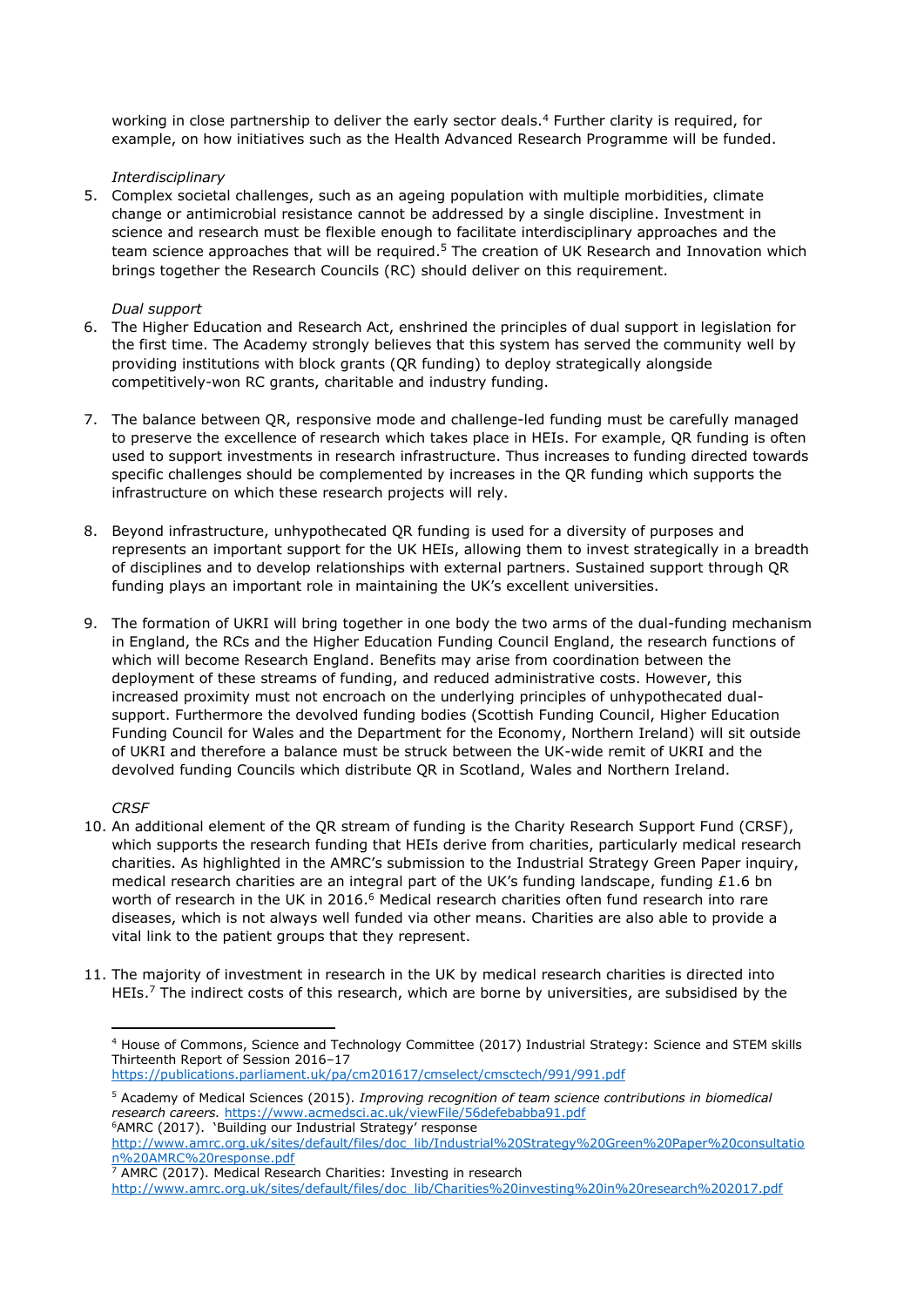working in close partnership to deliver the early sector deals.[4] Further clarity is required, for example, on how initiatives such as the Health Advanced Research Programme will be funded.

*Interdisciplinary*

5. Complex societal challenges, such as an ageing population with multiple morbidities, climate change or antimicrobial resistance cannot be addressed by a single discipline. Investment in science and research must be flexible enough to facilitate interdisciplinary approaches and the team science approaches that will be required.[5] The creation of UK Research and Innovation which brings together the Research Councils (RC) should deliver on this requirement.

*Dual support*

6. The Higher Education and Research Act, enshrined the principles of dual support in legislation for the first time. The Academy strongly believes that this system has served the community well by providing institutions with block grants (QR funding) to deploy strategically alongside competitively-won RC grants, charitable and industry funding.

7. The balance between QR, responsive mode and challenge-led funding must be carefully managed to preserve the excellence of research which takes place in HEIs. For example, QR funding is often used to support investments in research infrastructure. Thus increases to funding directed towards specific challenges should be complemented by increases in the QR funding which supports the infrastructure on which these research projects will rely.

8. Beyond infrastructure, unhypothecated QR funding is used for a diversity of purposes and represents an important support for the UK HEIs, allowing them to invest strategically in a breadth of disciplines and to develop relationships with external partners. Sustained support through QR funding plays an important role in maintaining the UK's excellent universities.

9. The formation of UKRI will bring together in one body the two arms of the dual-funding mechanism in England, the RCs and the Higher Education Funding Council England, the research functions of which will become Research England. Benefits may arise from coordination between the deployment of these streams of funding, and reduced administrative costs. However, this increased proximity must not encroach on the underlying principles of unhypothecated dual-support. Furthermore the devolved funding bodies (Scottish Funding Council, Higher Education Funding Council for Wales and the Department for the Economy, Northern Ireland) will sit outside of UKRI and therefore a balance must be struck between the UK-wide remit of UKRI and the devolved funding Councils which distribute QR in Scotland, Wales and Northern Ireland.

*CRSF*

10. An additional element of the QR stream of funding is the Charity Research Support Fund (CRSF), which supports the research funding that HEIs derive from charities, particularly medical research charities. As highlighted in the AMRC's submission to the Industrial Strategy Green Paper inquiry, medical research charities are an integral part of the UK's funding landscape, funding £1.6 bn worth of research in the UK in 2016.[6] Medical research charities often fund research into rare diseases, which is not always well funded via other means. Charities are also able to provide a vital link to the patient groups that they represent.

11. The majority of investment in research in the UK by medical research charities is directed into HEIs.[7] The indirect costs of this research, which are borne by universities, are subsidised by the

---

[4] House of Commons, Science and Technology Committee (2017) Industrial Strategy: Science and STEM skills Thirteenth Report of Session 2016–17 https://publications.parliament.uk/pa/cm201617/cmselect/cmsctech/991/991.pdf

[5] Academy of Medical Sciences (2015). *Improving recognition of team science contributions in biomedical research careers.* https://www.acmedsci.ac.uk/viewFile/56defebabba91.pdf

[6] AMRC (2017). 'Building our Industrial Strategy' response http://www.amrc.org.uk/sites/default/files/doc_lib/Industrial%20Strategy%20Green%20Paper%20consultation%20AMRC%20response.pdf

[7] AMRC (2017). Medical Research Charities: Investing in research http://www.amrc.org.uk/sites/default/files/doc_lib/Charities%20investing%20in%20research%202017.pdf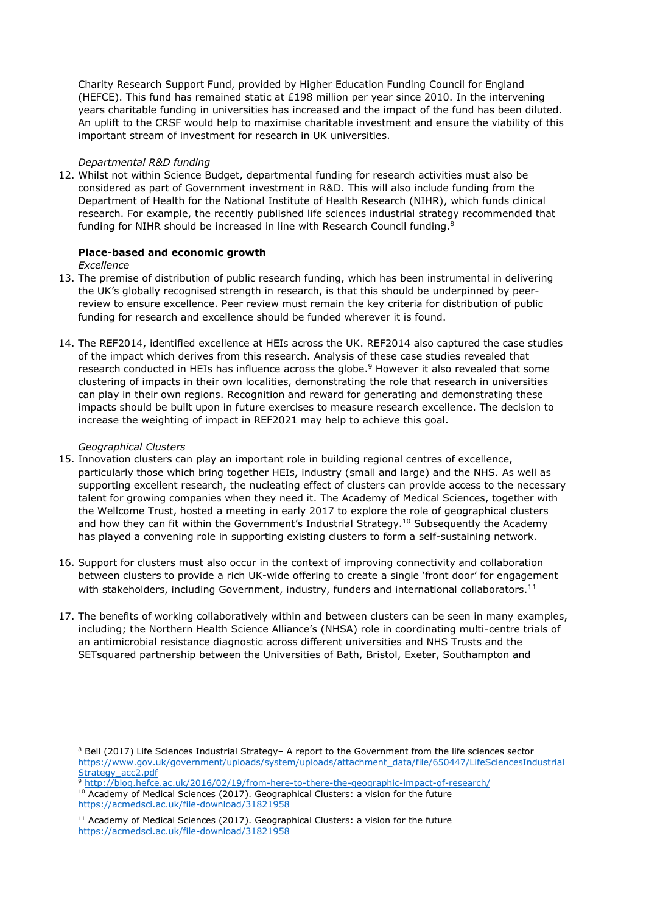Charity Research Support Fund, provided by Higher Education Funding Council for England (HEFCE). This fund has remained static at £198 million per year since 2010. In the intervening years charitable funding in universities has increased and the impact of the fund has been diluted. An uplift to the CRSF would help to maximise charitable investment and ensure the viability of this important stream of investment for research in UK universities.

*Departmental R&D funding*

12. Whilst not within Science Budget, departmental funding for research activities must also be considered as part of Government investment in R&D. This will also include funding from the Department of Health for the National Institute of Health Research (NIHR), which funds clinical research. For example, the recently published life sciences industrial strategy recommended that funding for NIHR should be increased in line with Research Council funding.[8]

**Place-based and economic growth**

*Excellence*

13. The premise of distribution of public research funding, which has been instrumental in delivering the UK's globally recognised strength in research, is that this should be underpinned by peer-review to ensure excellence. Peer review must remain the key criteria for distribution of public funding for research and excellence should be funded wherever it is found.

14. The REF2014, identified excellence at HEIs across the UK. REF2014 also captured the case studies of the impact which derives from this research. Analysis of these case studies revealed that research conducted in HEIs has influence across the globe.[9] However it also revealed that some clustering of impacts in their own localities, demonstrating the role that research in universities can play in their own regions. Recognition and reward for generating and demonstrating these impacts should be built upon in future exercises to measure research excellence. The decision to increase the weighting of impact in REF2021 may help to achieve this goal.

*Geographical Clusters*

15. Innovation clusters can play an important role in building regional centres of excellence, particularly those which bring together HEIs, industry (small and large) and the NHS. As well as supporting excellent research, the nucleating effect of clusters can provide access to the necessary talent for growing companies when they need it. The Academy of Medical Sciences, together with the Wellcome Trust, hosted a meeting in early 2017 to explore the role of geographical clusters and how they can fit within the Government's Industrial Strategy.[10] Subsequently the Academy has played a convening role in supporting existing clusters to form a self-sustaining network.

16. Support for clusters must also occur in the context of improving connectivity and collaboration between clusters to provide a rich UK-wide offering to create a single 'front door' for engagement with stakeholders, including Government, industry, funders and international collaborators.[11]

17. The benefits of working collaboratively within and between clusters can be seen in many examples, including; the Northern Health Science Alliance's (NHSA) role in coordinating multi-centre trials of an antimicrobial resistance diagnostic across different universities and NHS Trusts and the SETsquared partnership between the Universities of Bath, Bristol, Exeter, Southampton and

---

[8] Bell (2017) Life Sciences Industrial Strategy– A report to the Government from the life sciences sector https://www.gov.uk/government/uploads/system/uploads/attachment_data/file/650447/LifeSciencesIndustrialStrategy_acc2.pdf

[9] http://blog.hefce.ac.uk/2016/02/19/from-here-to-there-the-geographic-impact-of-research/

[10] Academy of Medical Sciences (2017). Geographical Clusters: a vision for the future https://acmedsci.ac.uk/file-download/31821958

[11] Academy of Medical Sciences (2017). Geographical Clusters: a vision for the future https://acmedsci.ac.uk/file-download/31821958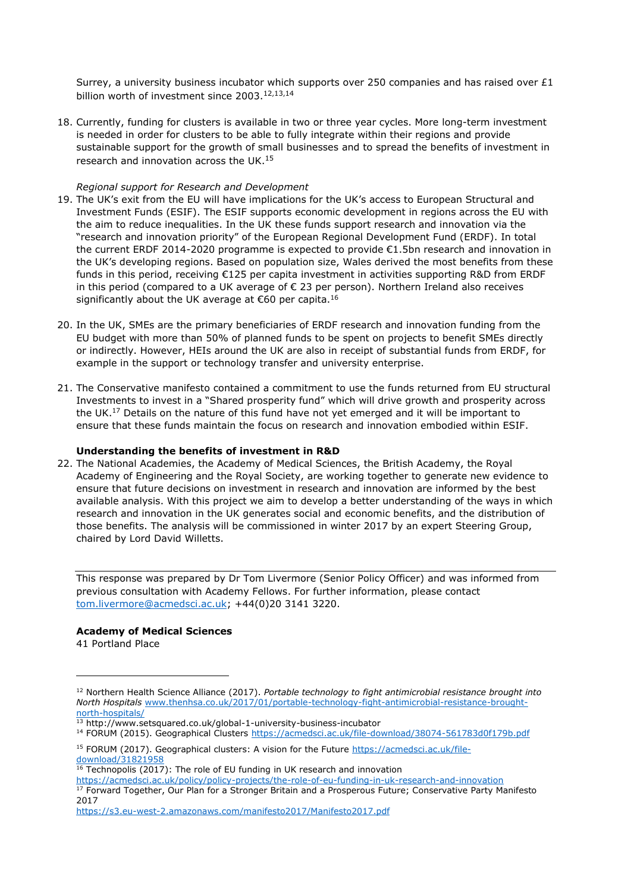Surrey, a university business incubator which supports over 250 companies and has raised over £1 billion worth of investment since 2003.[12,13,14]

18. Currently, funding for clusters is available in two or three year cycles. More long-term investment is needed in order for clusters to be able to fully integrate within their regions and provide sustainable support for the growth of small businesses and to spread the benefits of investment in research and innovation across the UK.[15]

*Regional support for Research and Development*

19. The UK's exit from the EU will have implications for the UK's access to European Structural and Investment Funds (ESIF). The ESIF supports economic development in regions across the EU with the aim to reduce inequalities. In the UK these funds support research and innovation via the "research and innovation priority" of the European Regional Development Fund (ERDF). In total the current ERDF 2014-2020 programme is expected to provide €1.5bn research and innovation in the UK's developing regions. Based on population size, Wales derived the most benefits from these funds in this period, receiving €125 per capita investment in activities supporting R&D from ERDF in this period (compared to a UK average of € 23 per person). Northern Ireland also receives significantly about the UK average at €60 per capita.[16]

20. In the UK, SMEs are the primary beneficiaries of ERDF research and innovation funding from the EU budget with more than 50% of planned funds to be spent on projects to benefit SMEs directly or indirectly. However, HEIs around the UK are also in receipt of substantial funds from ERDF, for example in the support or technology transfer and university enterprise.

21. The Conservative manifesto contained a commitment to use the funds returned from EU structural Investments to invest in a "Shared prosperity fund" which will drive growth and prosperity across the UK.[17] Details on the nature of this fund have not yet emerged and it will be important to ensure that these funds maintain the focus on research and innovation embodied within ESIF.

**Understanding the benefits of investment in R&D**

22. The National Academies, the Academy of Medical Sciences, the British Academy, the Royal Academy of Engineering and the Royal Society, are working together to generate new evidence to ensure that future decisions on investment in research and innovation are informed by the best available analysis. With this project we aim to develop a better understanding of the ways in which research and innovation in the UK generates social and economic benefits, and the distribution of those benefits. The analysis will be commissioned in winter 2017 by an expert Steering Group, chaired by Lord David Willetts.

---

This response was prepared by Dr Tom Livermore (Senior Policy Officer) and was informed from previous consultation with Academy Fellows. For further information, please contact tom.livermore@acmedsci.ac.uk; +44(0)20 3141 3220.

**Academy of Medical Sciences**
41 Portland Place

---

[12] Northern Health Science Alliance (2017). *Portable technology to fight antimicrobial resistance brought into North Hospitals* www.thenhsa.co.uk/2017/01/portable-technology-fight-antimicrobial-resistance-brought-north-hospitals/

[13] http://www.setsquared.co.uk/global-1-university-business-incubator

[14] FORUM (2015). Geographical Clusters https://acmedsci.ac.uk/file-download/38074-561783d0f179b.pdf

[15] FORUM (2017). Geographical clusters: A vision for the Future https://acmedsci.ac.uk/file-download/31821958

[16] Technopolis (2017): The role of EU funding in UK research and innovation https://acmedsci.ac.uk/policy/policy-projects/the-role-of-eu-funding-in-uk-research-and-innovation

[17] Forward Together, Our Plan for a Stronger Britain and a Prosperous Future; Conservative Party Manifesto 2017 https://s3.eu-west-2.amazonaws.com/manifesto2017/Manifesto2017.pdf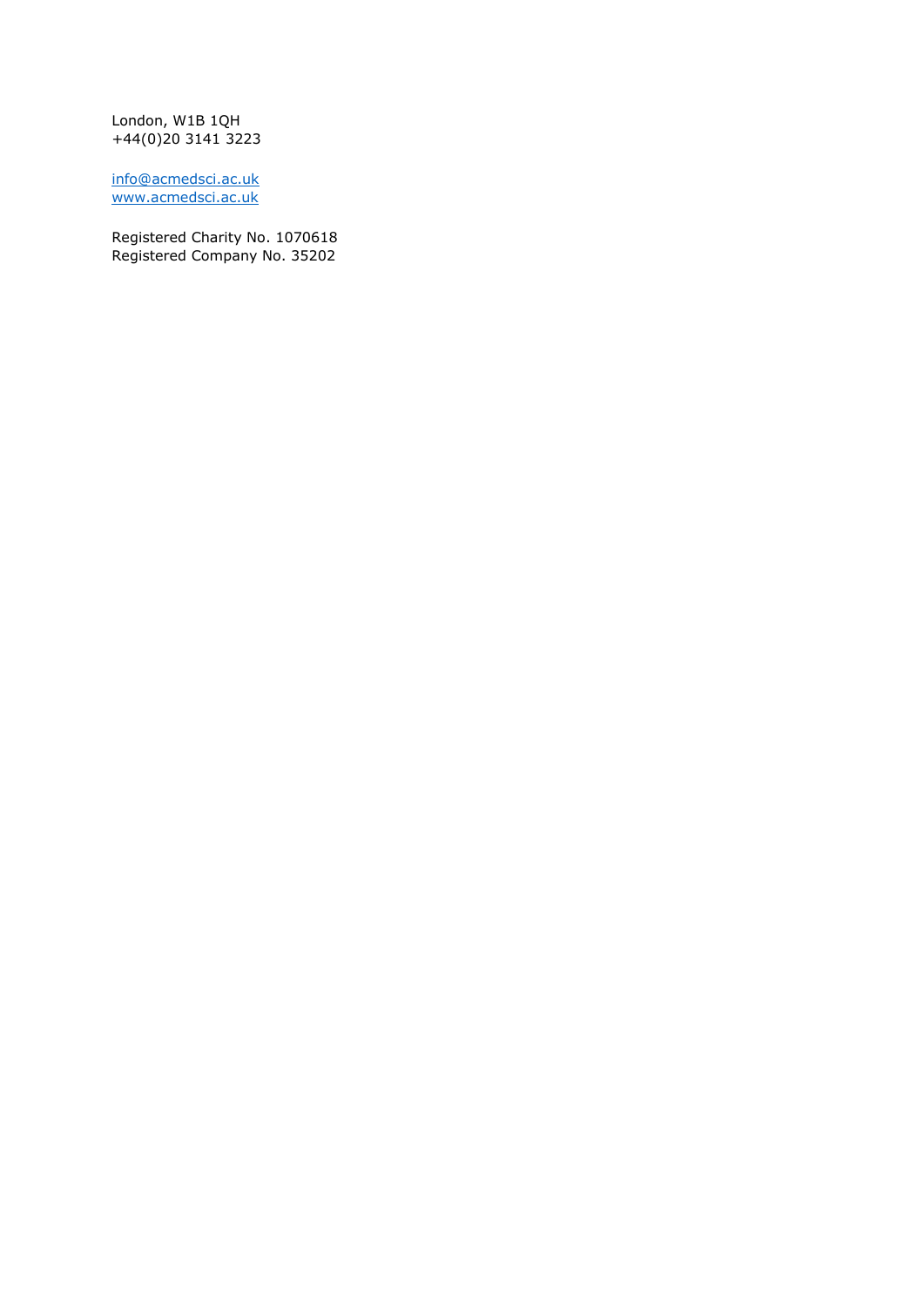London, W1B 1QH
+44(0)20 3141 3223

info@acmedsci.ac.uk
www.acmedsci.ac.uk

Registered Charity No. 1070618
Registered Company No. 35202